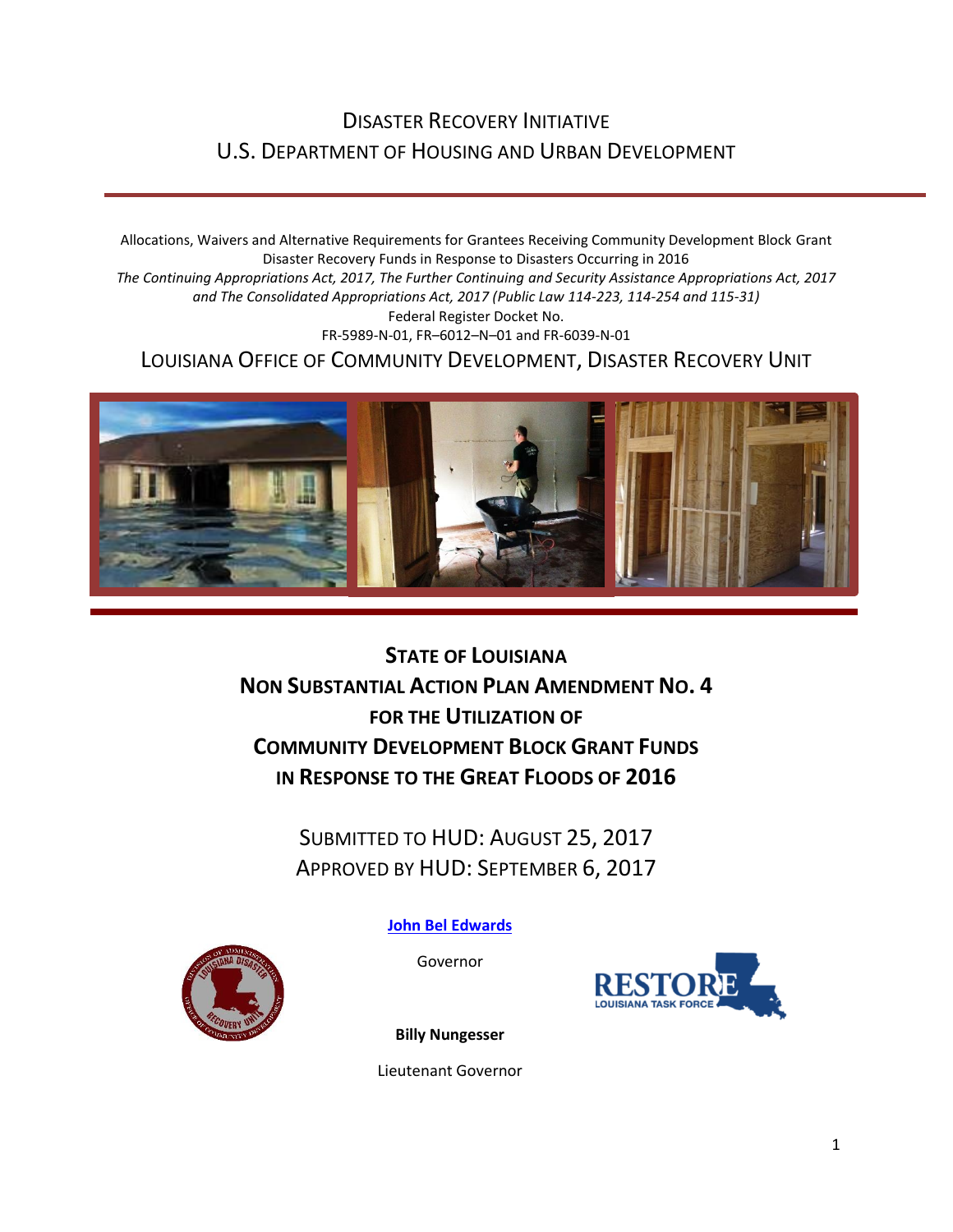# Disaster Recovery Initiative
# U.S. Department of Housing and Urban Development

Allocations, Waivers and Alternative Requirements for Grantees Receiving Community Development Block Grant Disaster Recovery Funds in Response to Disasters Occurring in 2016

*The Continuing Appropriations Act, 2017, The Further Continuing and Security Assistance Appropriations Act, 2017 and The Consolidated Appropriations Act, 2017 (Public Law 114-223, 114-254 and 115-31)*

Federal Register Docket No.

FR-5989-N-01, FR–6012–N–01 and FR-6039-N-01

## Louisiana Office of Community Development, Disaster Recovery Unit

## State of Louisiana
## Non Substantial Action Plan Amendment No. 4
## for the Utilization of
## Community Development Block Grant Funds
## in Response to the Great Floods of 2016

Submitted to HUD: August 25, 2017

Approved by HUD: September 6, 2017

**John Bel Edwards**

Governor

**Billy Nungesser**

Lieutenant Governor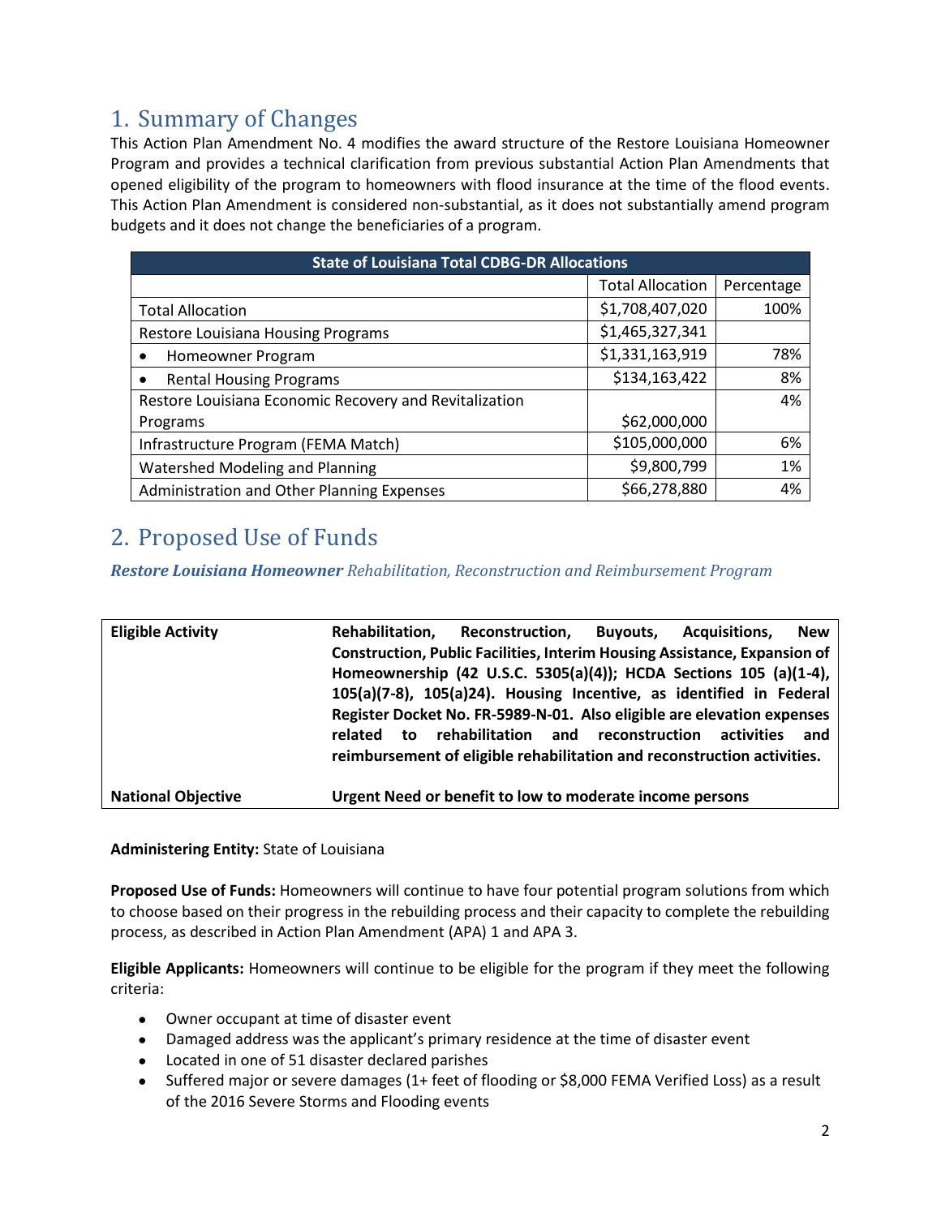# 1. Summary of Changes

This Action Plan Amendment No. 4 modifies the award structure of the Restore Louisiana Homeowner Program and provides a technical clarification from previous substantial Action Plan Amendments that opened eligibility of the program to homeowners with flood insurance at the time of the flood events. This Action Plan Amendment is considered non-substantial, as it does not substantially amend program budgets and it does not change the beneficiaries of a program.

| State of Louisiana Total CDBG-DR Allocations | | |
|---|---|---|
| | Total Allocation | Percentage |
| Total Allocation | $1,708,407,020 | 100% |
| Restore Louisiana Housing Programs | $1,465,327,341 | |
| • Homeowner Program | $1,331,163,919 | 78% |
| • Rental Housing Programs | $134,163,422 | 8% |
| Restore Louisiana Economic Recovery and Revitalization Programs | $62,000,000 | 4% |
| Infrastructure Program (FEMA Match) | $105,000,000 | 6% |
| Watershed Modeling and Planning | $9,800,799 | 1% |
| Administration and Other Planning Expenses | $66,278,880 | 4% |

# 2. Proposed Use of Funds

***Restore Louisiana Homeowner*** *Rehabilitation, Reconstruction and Reimbursement Program*

| | |
|---|---|
| **Eligible Activity** | **Rehabilitation, Reconstruction, Buyouts, Acquisitions, New Construction, Public Facilities, Interim Housing Assistance, Expansion of Homeownership (42 U.S.C. 5305(a)(4)); HCDA Sections 105 (a)(1-4), 105(a)(7-8), 105(a)24). Housing Incentive, as identified in Federal Register Docket No. FR-5989-N-01. Also eligible are elevation expenses related to rehabilitation and reconstruction activities and reimbursement of eligible rehabilitation and reconstruction activities.** |
| **National Objective** | **Urgent Need or benefit to low to moderate income persons** |

**Administering Entity:** State of Louisiana

**Proposed Use of Funds:** Homeowners will continue to have four potential program solutions from which to choose based on their progress in the rebuilding process and their capacity to complete the rebuilding process, as described in Action Plan Amendment (APA) 1 and APA 3.

**Eligible Applicants:** Homeowners will continue to be eligible for the program if they meet the following criteria:

- Owner occupant at time of disaster event
- Damaged address was the applicant's primary residence at the time of disaster event
- Located in one of 51 disaster declared parishes
- Suffered major or severe damages (1+ feet of flooding or $8,000 FEMA Verified Loss) as a result of the 2016 Severe Storms and Flooding events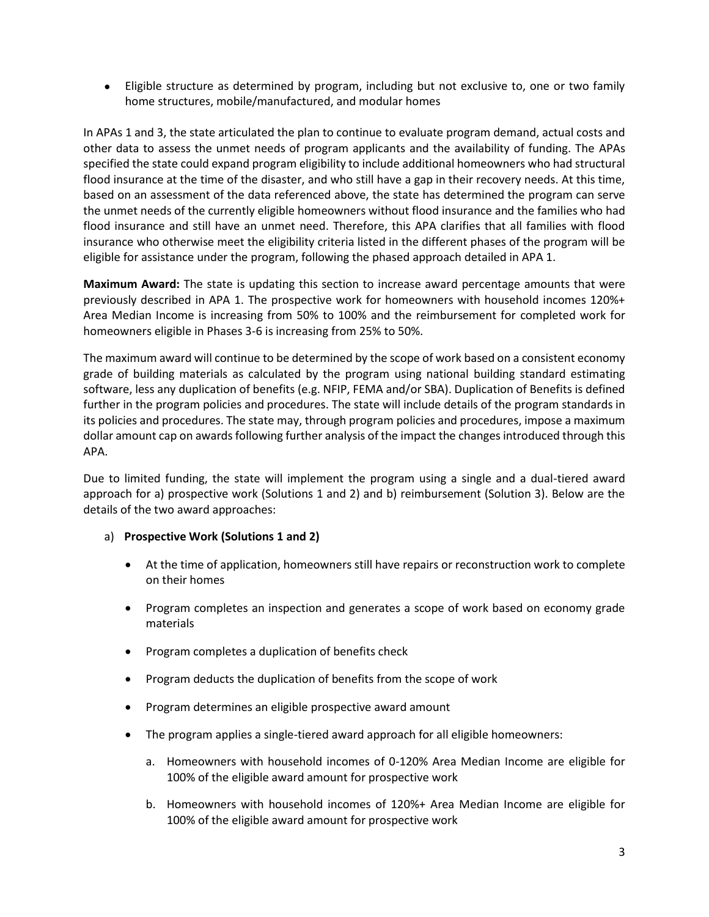- Eligible structure as determined by program, including but not exclusive to, one or two family home structures, mobile/manufactured, and modular homes

In APAs 1 and 3, the state articulated the plan to continue to evaluate program demand, actual costs and other data to assess the unmet needs of program applicants and the availability of funding. The APAs specified the state could expand program eligibility to include additional homeowners who had structural flood insurance at the time of the disaster, and who still have a gap in their recovery needs. At this time, based on an assessment of the data referenced above, the state has determined the program can serve the unmet needs of the currently eligible homeowners without flood insurance and the families who had flood insurance and still have an unmet need. Therefore, this APA clarifies that all families with flood insurance who otherwise meet the eligibility criteria listed in the different phases of the program will be eligible for assistance under the program, following the phased approach detailed in APA 1.

**Maximum Award:** The state is updating this section to increase award percentage amounts that were previously described in APA 1. The prospective work for homeowners with household incomes 120%+ Area Median Income is increasing from 50% to 100% and the reimbursement for completed work for homeowners eligible in Phases 3-6 is increasing from 25% to 50%.

The maximum award will continue to be determined by the scope of work based on a consistent economy grade of building materials as calculated by the program using national building standard estimating software, less any duplication of benefits (e.g. NFIP, FEMA and/or SBA). Duplication of Benefits is defined further in the program policies and procedures. The state will include details of the program standards in its policies and procedures. The state may, through program policies and procedures, impose a maximum dollar amount cap on awards following further analysis of the impact the changes introduced through this APA.

Due to limited funding, the state will implement the program using a single and a dual-tiered award approach for a) prospective work (Solutions 1 and 2) and b) reimbursement (Solution 3). Below are the details of the two award approaches:

a) **Prospective Work (Solutions 1 and 2)**

   - At the time of application, homeowners still have repairs or reconstruction work to complete on their homes
   - Program completes an inspection and generates a scope of work based on economy grade materials
   - Program completes a duplication of benefits check
   - Program deducts the duplication of benefits from the scope of work
   - Program determines an eligible prospective award amount
   - The program applies a single-tiered award approach for all eligible homeowners:

      a. Homeowners with household incomes of 0-120% Area Median Income are eligible for 100% of the eligible award amount for prospective work

      b. Homeowners with household incomes of 120%+ Area Median Income are eligible for 100% of the eligible award amount for prospective work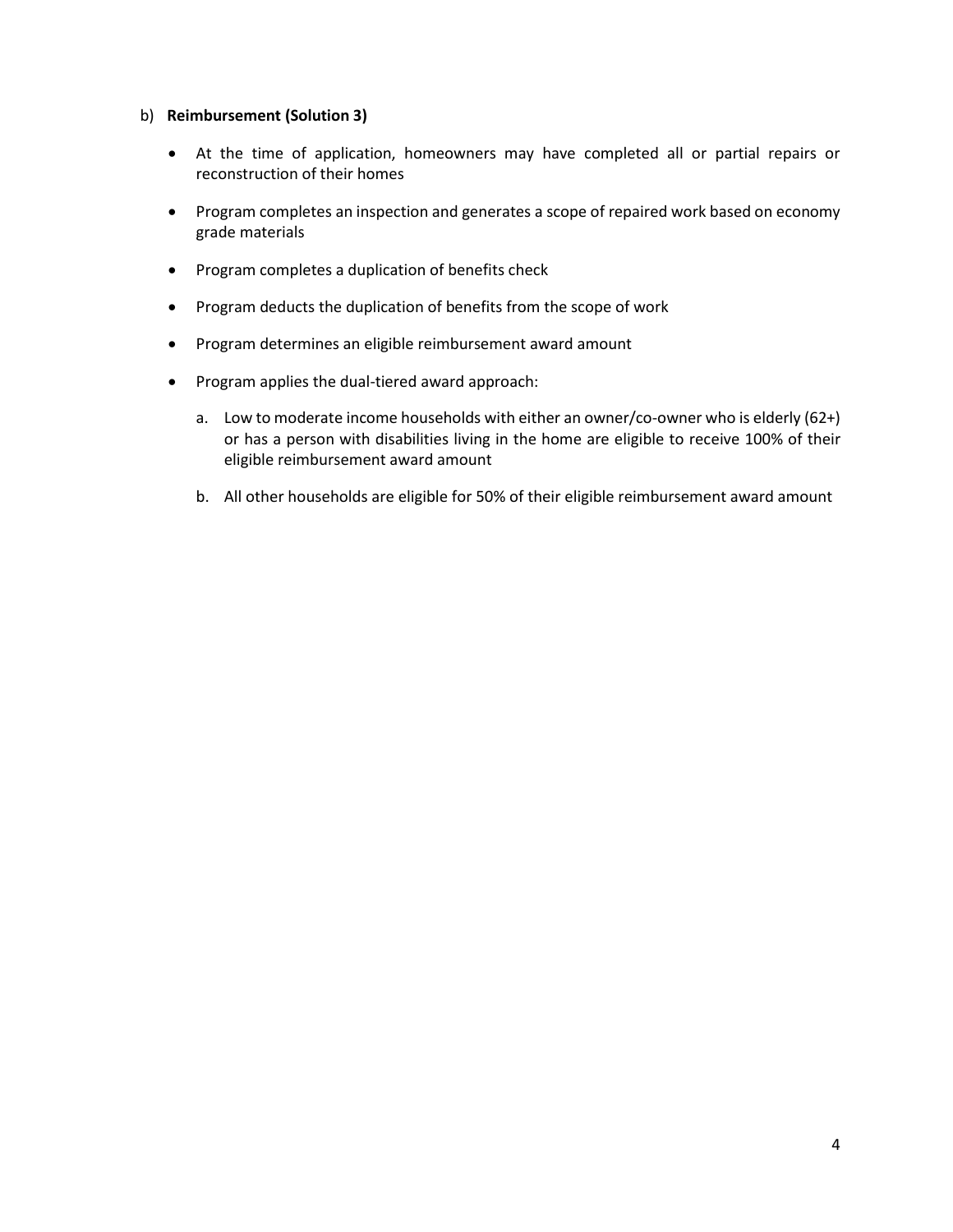b) **Reimbursement (Solution 3)**

- At the time of application, homeowners may have completed all or partial repairs or reconstruction of their homes
- Program completes an inspection and generates a scope of repaired work based on economy grade materials
- Program completes a duplication of benefits check
- Program deducts the duplication of benefits from the scope of work
- Program determines an eligible reimbursement award amount
- Program applies the dual-tiered award approach:
    a. Low to moderate income households with either an owner/co-owner who is elderly (62+) or has a person with disabilities living in the home are eligible to receive 100% of their eligible reimbursement award amount
    b. All other households are eligible for 50% of their eligible reimbursement award amount